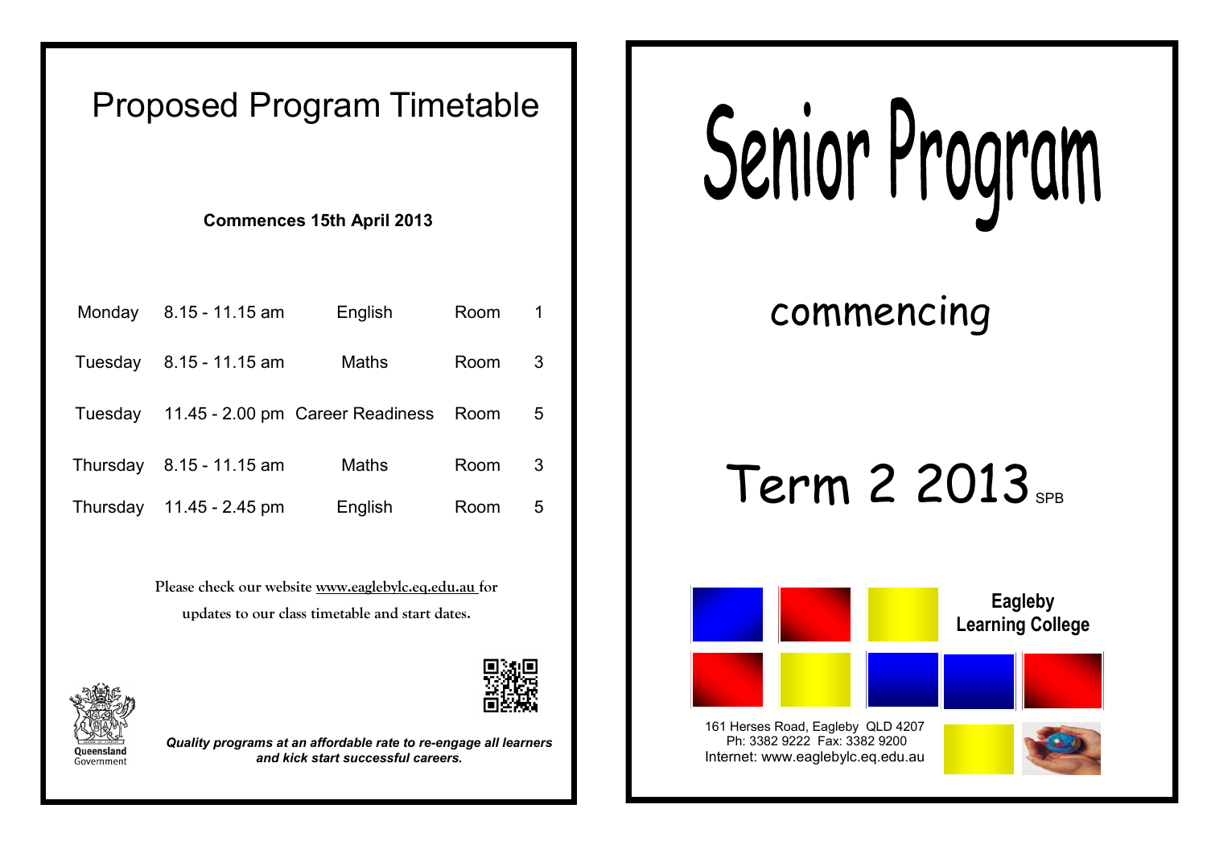# Proposed Program Timetable

**Commences 15th April 2013**

| Day | Time | Subject | Room |
|---|---|---|---|
| Monday | 8.15 - 11.15 am | English | Room 1 |
| Tuesday | 8.15 - 11.15 am | Maths | Room 3 |
| Tuesday | 11.45 - 2.00 pm | Career Readiness | Room 5 |
| Thursday | 8.15 - 11.15 am | Maths | Room 3 |
| Thursday | 11.45 - 2.45 pm | English | Room 5 |

**Please check our website www.eaglebylc.eq.edu.au for updates to our class timetable and start dates.**

Queensland Government

***Quality programs at an affordable rate to re-engage all learners and kick start successful careers.***

# Senior Program

## commencing

## Term 2 2013 SPB

**Eagleby Learning College**

161 Herses Road, Eagleby QLD 4207
Ph: 3382 9222 Fax: 3382 9200
Internet: www.eaglebylc.eq.edu.au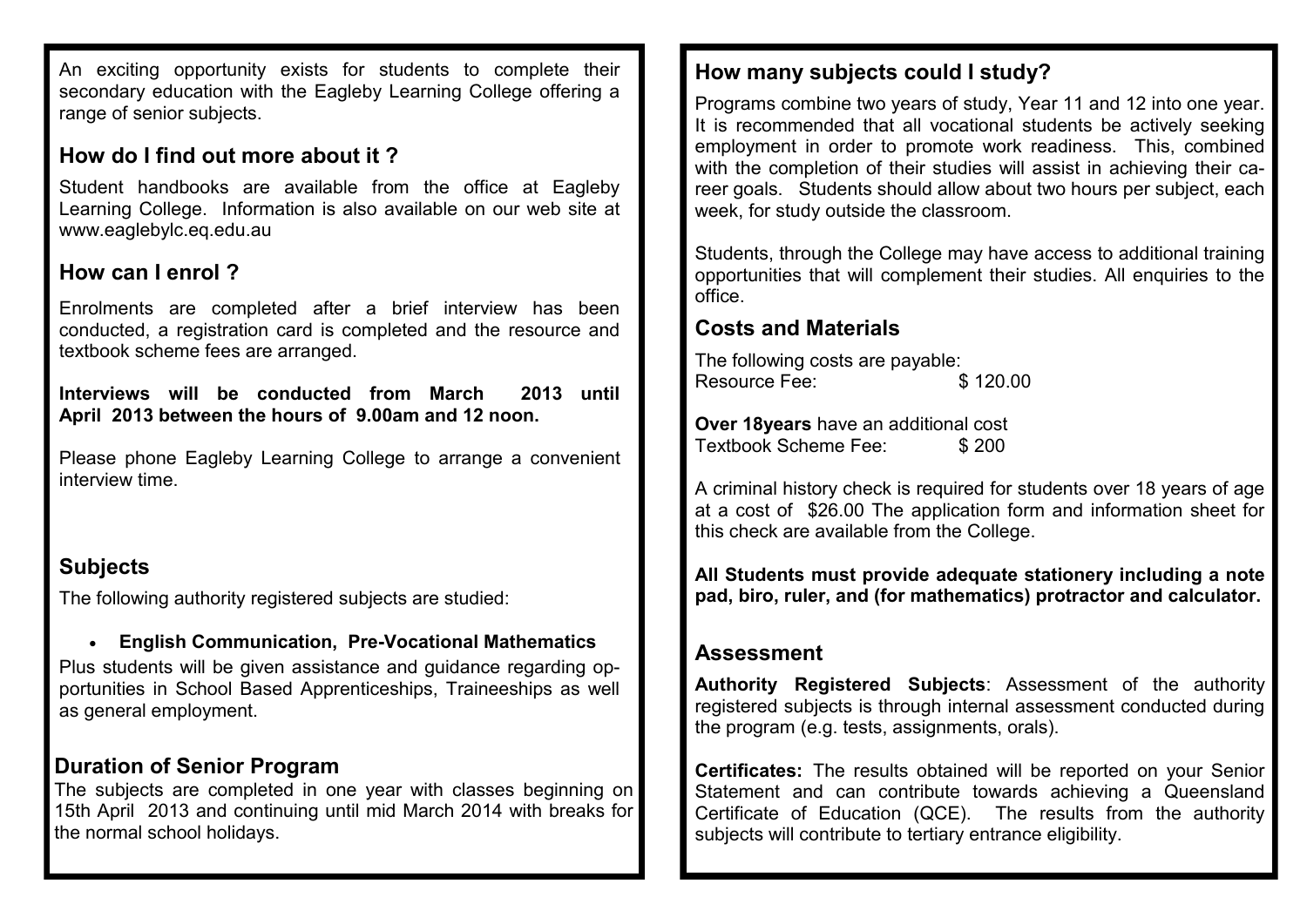An exciting opportunity exists for students to complete their secondary education with the Eagleby Learning College offering a range of senior subjects.

## How do I find out more about it ?

Student handbooks are available from the office at Eagleby Learning College. Information is also available on our web site at www.eaglebylc.eq.edu.au

## How can I enrol ?

Enrolments are completed after a brief interview has been conducted, a registration card is completed and the resource and textbook scheme fees are arranged.

**Interviews will be conducted from March 2013 until April 2013 between the hours of 9.00am and 12 noon.**

Please phone Eagleby Learning College to arrange a convenient interview time.

## Subjects

The following authority registered subjects are studied:

- **English Communication, Pre-Vocational Mathematics**

Plus students will be given assistance and guidance regarding opportunities in School Based Apprenticeships, Traineeships as well as general employment.

## Duration of Senior Program

The subjects are completed in one year with classes beginning on 15th April 2013 and continuing until mid March 2014 with breaks for the normal school holidays.

## How many subjects could I study?

Programs combine two years of study, Year 11 and 12 into one year. It is recommended that all vocational students be actively seeking employment in order to promote work readiness. This, combined with the completion of their studies will assist in achieving their career goals. Students should allow about two hours per subject, each week, for study outside the classroom.

Students, through the College may have access to additional training opportunities that will complement their studies. All enquiries to the office.

## Costs and Materials

The following costs are payable:
Resource Fee: $ 120.00

**Over 18years** have an additional cost
Textbook Scheme Fee: $ 200

A criminal history check is required for students over 18 years of age at a cost of $26.00 The application form and information sheet for this check are available from the College.

**All Students must provide adequate stationery including a note pad, biro, ruler, and (for mathematics) protractor and calculator.**

## Assessment

**Authority Registered Subjects**: Assessment of the authority registered subjects is through internal assessment conducted during the program (e.g. tests, assignments, orals).

**Certificates:** The results obtained will be reported on your Senior Statement and can contribute towards achieving a Queensland Certificate of Education (QCE). The results from the authority subjects will contribute to tertiary entrance eligibility.